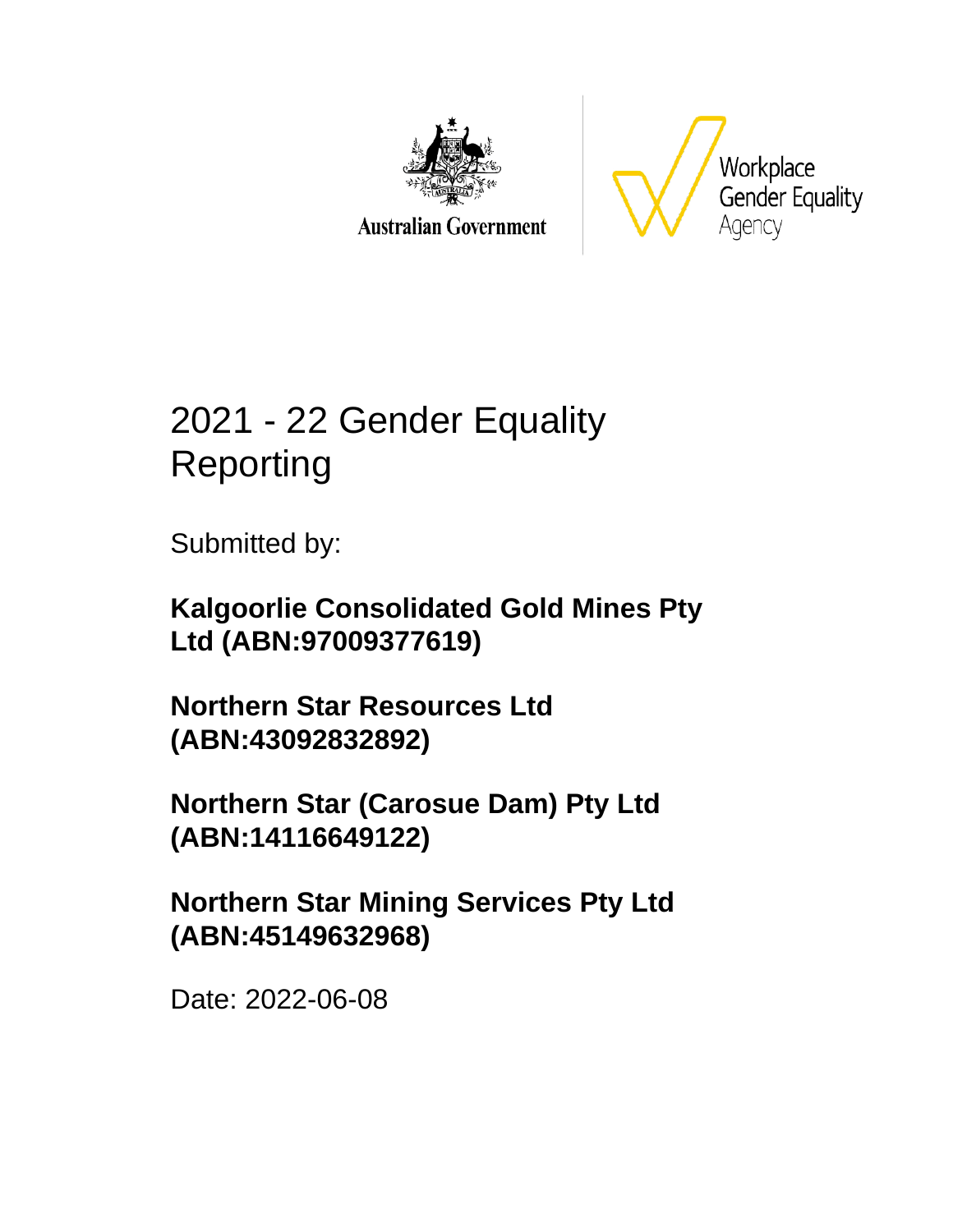Australian Government

Workplace Gender Equality Agency

# 2021 - 22 Gender Equality Reporting

Submitted by:

**Kalgoorlie Consolidated Gold Mines Pty Ltd (ABN:97009377619)**

**Northern Star Resources Ltd (ABN:43092832892)**

**Northern Star (Carosue Dam) Pty Ltd (ABN:14116649122)**

**Northern Star Mining Services Pty Ltd (ABN:45149632968)**

Date: 2022-06-08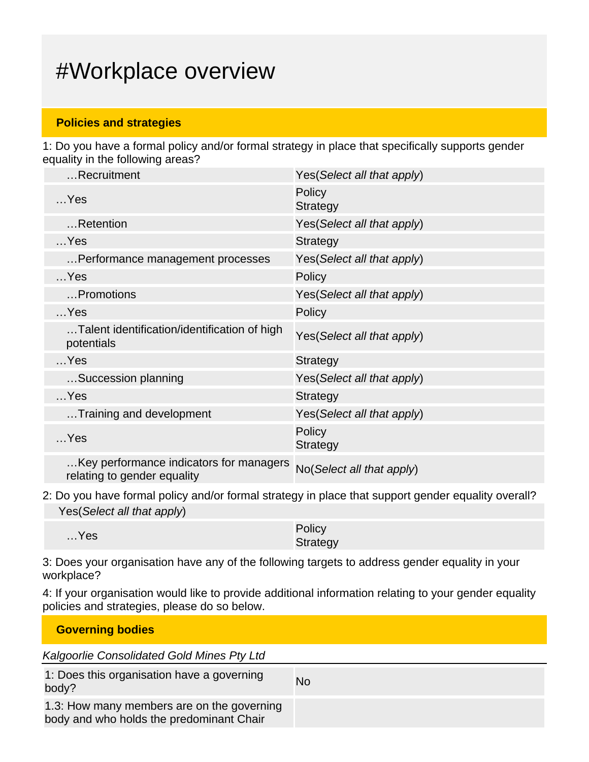# #Workplace overview

## Policies and strategies

1: Do you have a formal policy and/or formal strategy in place that specifically supports gender equality in the following areas?

| | |
|---|---|
| …Recruitment | Yes(*Select all that apply*) |
| …Yes | Policy<br>Strategy |
| …Retention | Yes(*Select all that apply*) |
| …Yes | Strategy |
| …Performance management processes | Yes(*Select all that apply*) |
| …Yes | Policy |
| …Promotions | Yes(*Select all that apply*) |
| …Yes | Policy |
| …Talent identification/identification of high potentials | Yes(*Select all that apply*) |
| …Yes | Strategy |
| …Succession planning | Yes(*Select all that apply*) |
| …Yes | Strategy |
| …Training and development | Yes(*Select all that apply*) |
| …Yes | Policy<br>Strategy |
| …Key performance indicators for managers relating to gender equality | No(*Select all that apply*) |

2: Do you have formal policy and/or formal strategy in place that support gender equality overall?

| | |
|---|---|
| Yes(*Select all that apply*) | |
| …Yes | Policy<br>Strategy |

3: Does your organisation have any of the following targets to address gender equality in your workplace?

4: If your organisation would like to provide additional information relating to your gender equality policies and strategies, please do so below.

## Governing bodies

*Kalgoorlie Consolidated Gold Mines Pty Ltd*

| | |
|---|---|
| 1: Does this organisation have a governing body? | No |
| 1.3: How many members are on the governing body and who holds the predominant Chair | |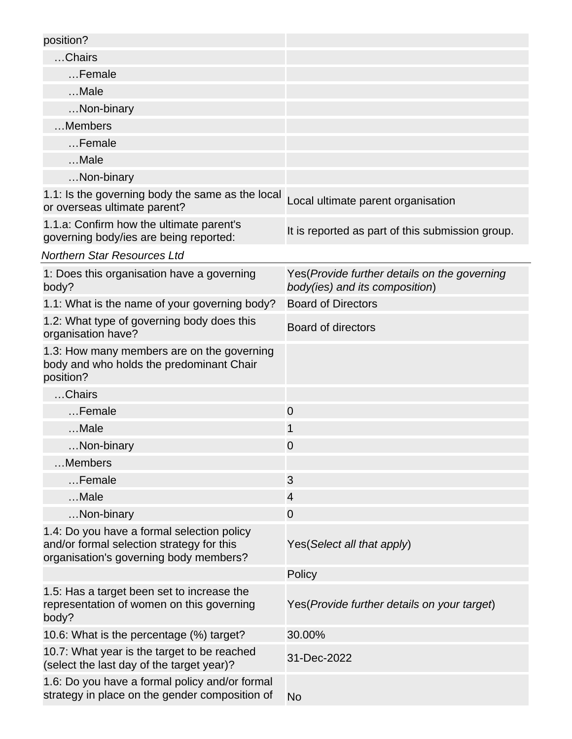| | |
|---|---|
| position? | |
| …Chairs | |
| …Female | |
| …Male | |
| …Non-binary | |
| …Members | |
| …Female | |
| …Male | |
| …Non-binary | |
| 1.1: Is the governing body the same as the local or overseas ultimate parent? | Local ultimate parent organisation |
| 1.1.a: Confirm how the ultimate parent's governing body/ies are being reported: | It is reported as part of this submission group. |

*Northern Star Resources Ltd*

| | |
|---|---|
| 1: Does this organisation have a governing body? | Yes(*Provide further details on the governing body(ies) and its composition*) |
| 1.1: What is the name of your governing body? | Board of Directors |
| 1.2: What type of governing body does this organisation have? | Board of directors |
| 1.3: How many members are on the governing body and who holds the predominant Chair position? | |
| …Chairs | |
| …Female | 0 |
| …Male | 1 |
| …Non-binary | 0 |
| …Members | |
| …Female | 3 |
| …Male | 4 |
| …Non-binary | 0 |
| 1.4: Do you have a formal selection policy and/or formal selection strategy for this organisation's governing body members? | Yes(*Select all that apply*) |
| | Policy |
| 1.5: Has a target been set to increase the representation of women on this governing body? | Yes(*Provide further details on your target*) |
| 10.6: What is the percentage (%) target? | 30.00% |
| 10.7: What year is the target to be reached (select the last day of the target year)? | 31-Dec-2022 |
| 1.6: Do you have a formal policy and/or formal strategy in place on the gender composition of | No |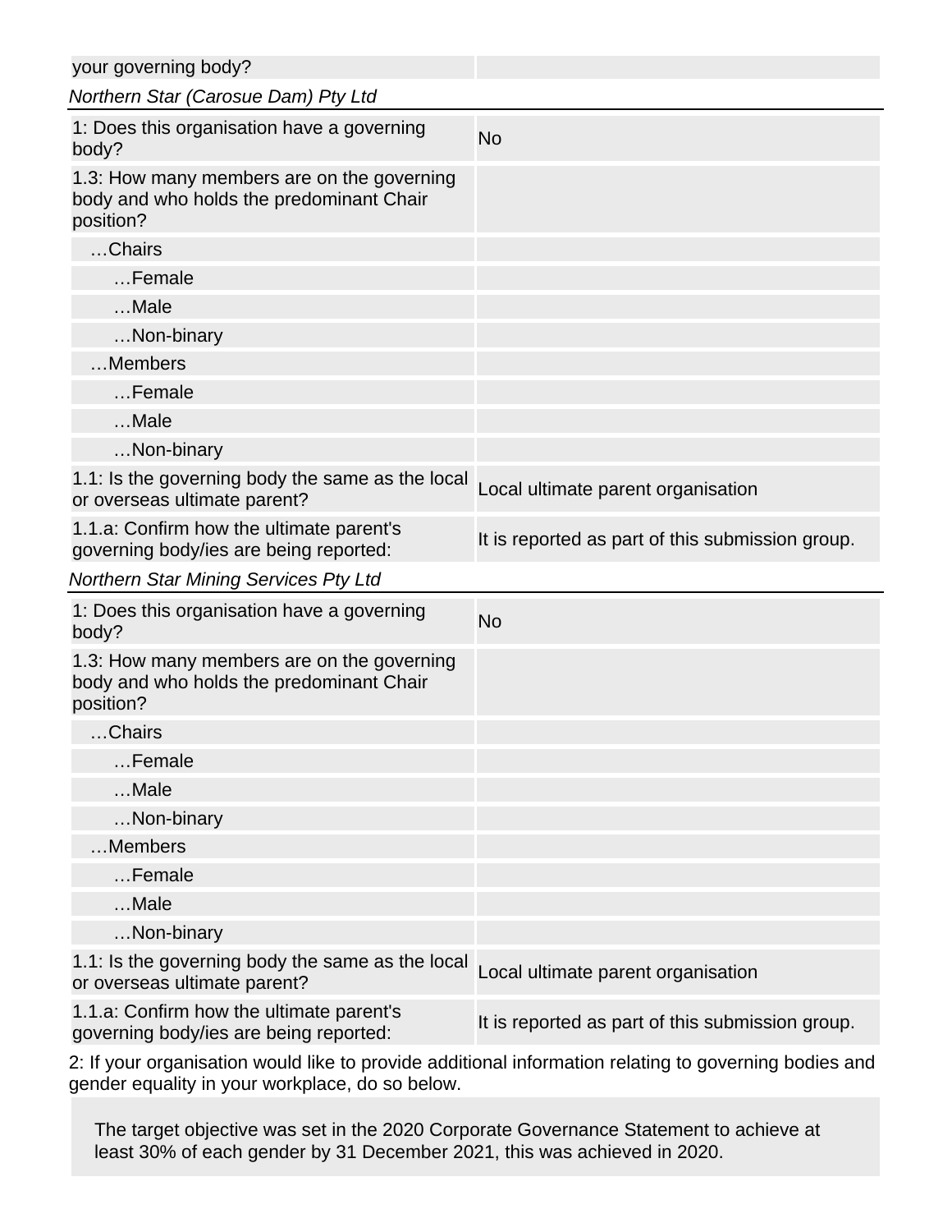| your governing body? | |
|---|---|

*Northern Star (Carosue Dam) Pty Ltd*

| | |
|---|---|
| 1: Does this organisation have a governing body? | No |
| 1.3: How many members are on the governing body and who holds the predominant Chair position? | |
| …Chairs | |
| …Female | |
| …Male | |
| …Non-binary | |
| …Members | |
| …Female | |
| …Male | |
| …Non-binary | |
| 1.1: Is the governing body the same as the local or overseas ultimate parent? | Local ultimate parent organisation |
| 1.1.a: Confirm how the ultimate parent's governing body/ies are being reported: | It is reported as part of this submission group. |

*Northern Star Mining Services Pty Ltd*

| | |
|---|---|
| 1: Does this organisation have a governing body? | No |
| 1.3: How many members are on the governing body and who holds the predominant Chair position? | |
| …Chairs | |
| …Female | |
| …Male | |
| …Non-binary | |
| …Members | |
| …Female | |
| …Male | |
| …Non-binary | |
| 1.1: Is the governing body the same as the local or overseas ultimate parent? | Local ultimate parent organisation |
| 1.1.a: Confirm how the ultimate parent's governing body/ies are being reported: | It is reported as part of this submission group. |

2: If your organisation would like to provide additional information relating to governing bodies and gender equality in your workplace, do so below.

> The target objective was set in the 2020 Corporate Governance Statement to achieve at least 30% of each gender by 31 December 2021, this was achieved in 2020.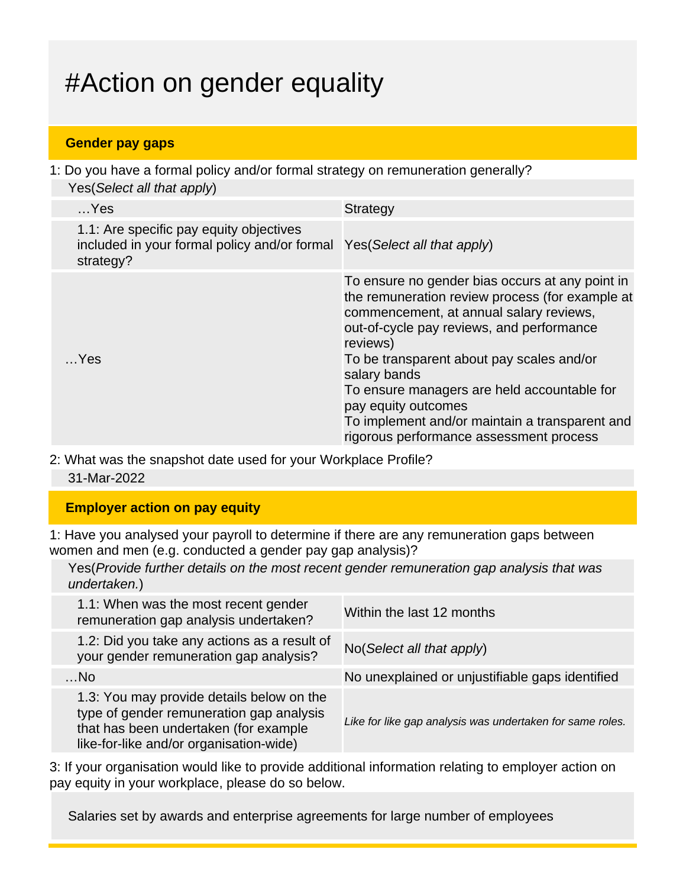# #Action on gender equality

## Gender pay gaps

1: Do you have a formal policy and/or formal strategy on remuneration generally?

Yes(*Select all that apply*)

| | |
|---|---|
| …Yes | Strategy |
| 1.1: Are specific pay equity objectives included in your formal policy and/or formal strategy? | Yes(*Select all that apply*) |
| …Yes | To ensure no gender bias occurs at any point in the remuneration review process (for example at commencement, at annual salary reviews, out-of-cycle pay reviews, and performance reviews)<br>To be transparent about pay scales and/or salary bands<br>To ensure managers are held accountable for pay equity outcomes<br>To implement and/or maintain a transparent and rigorous performance assessment process |

2: What was the snapshot date used for your Workplace Profile?

31-Mar-2022

## Employer action on pay equity

1: Have you analysed your payroll to determine if there are any remuneration gaps between women and men (e.g. conducted a gender pay gap analysis)?

Yes(*Provide further details on the most recent gender remuneration gap analysis that was undertaken.*)

| | |
|---|---|
| 1.1: When was the most recent gender remuneration gap analysis undertaken? | Within the last 12 months |
| 1.2: Did you take any actions as a result of your gender remuneration gap analysis? | No(*Select all that apply*) |
| …No | No unexplained or unjustifiable gaps identified |
| 1.3: You may provide details below on the type of gender remuneration gap analysis that has been undertaken (for example like-for-like and/or organisation-wide) | *Like for like gap analysis was undertaken for same roles.* |

3: If your organisation would like to provide additional information relating to employer action on pay equity in your workplace, please do so below.

Salaries set by awards and enterprise agreements for large number of employees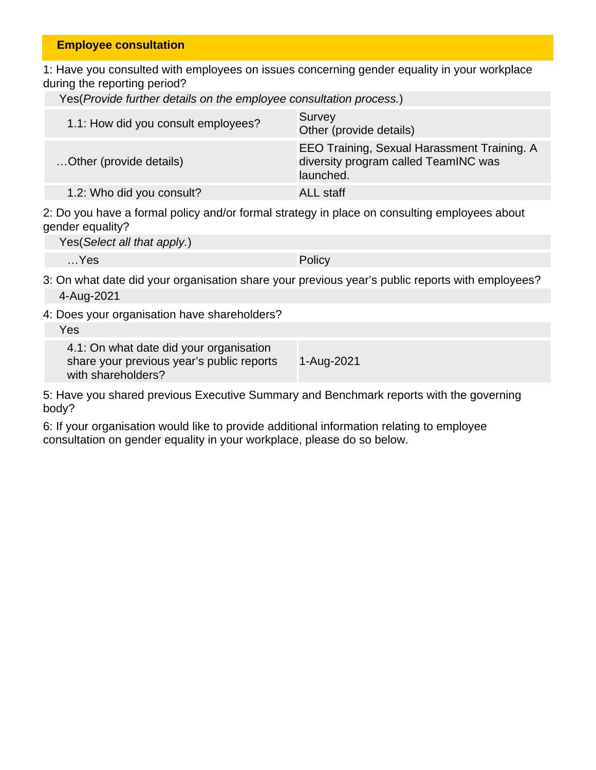## Employee consultation

1: Have you consulted with employees on issues concerning gender equality in your workplace during the reporting period?

Yes(*Provide further details on the employee consultation process.*)

| | |
|---|---|
| 1.1: How did you consult employees? | Survey<br>Other (provide details) |
| …Other (provide details) | EEO Training, Sexual Harassment Training. A diversity program called TeamINC was launched. |
| 1.2: Who did you consult? | ALL staff |

2: Do you have a formal policy and/or formal strategy in place on consulting employees about gender equality?

Yes(*Select all that apply.*)

| | |
|---|---|
| …Yes | Policy |

3: On what date did your organisation share your previous year's public reports with employees?

4-Aug-2021

4: Does your organisation have shareholders?

Yes

| | |
|---|---|
| 4.1: On what date did your organisation share your previous year's public reports with shareholders? | 1-Aug-2021 |

5: Have you shared previous Executive Summary and Benchmark reports with the governing body?

6: If your organisation would like to provide additional information relating to employee consultation on gender equality in your workplace, please do so below.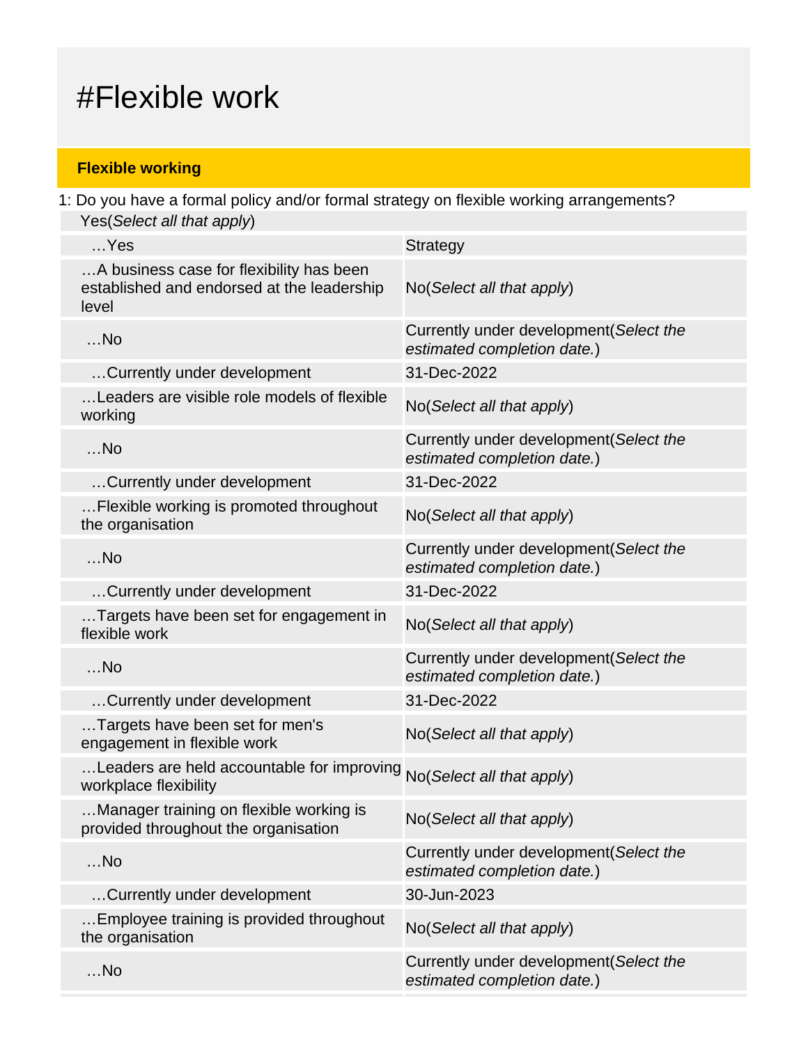# #Flexible work

## Flexible working

1: Do you have a formal policy and/or formal strategy on flexible working arrangements?

| Yes(*Select all that apply*) | |
|---|---|
| …Yes | Strategy |
| …A business case for flexibility has been established and endorsed at the leadership level | No(*Select all that apply*) |
| …No | Currently under development(*Select the estimated completion date.*) |
| …Currently under development | 31-Dec-2022 |
| …Leaders are visible role models of flexible working | No(*Select all that apply*) |
| …No | Currently under development(*Select the estimated completion date.*) |
| …Currently under development | 31-Dec-2022 |
| …Flexible working is promoted throughout the organisation | No(*Select all that apply*) |
| …No | Currently under development(*Select the estimated completion date.*) |
| …Currently under development | 31-Dec-2022 |
| …Targets have been set for engagement in flexible work | No(*Select all that apply*) |
| …No | Currently under development(*Select the estimated completion date.*) |
| …Currently under development | 31-Dec-2022 |
| …Targets have been set for men's engagement in flexible work | No(*Select all that apply*) |
| …Leaders are held accountable for improving workplace flexibility | No(*Select all that apply*) |
| …Manager training on flexible working is provided throughout the organisation | No(*Select all that apply*) |
| …No | Currently under development(*Select the estimated completion date.*) |
| …Currently under development | 30-Jun-2023 |
| …Employee training is provided throughout the organisation | No(*Select all that apply*) |
| …No | Currently under development(*Select the estimated completion date.*) |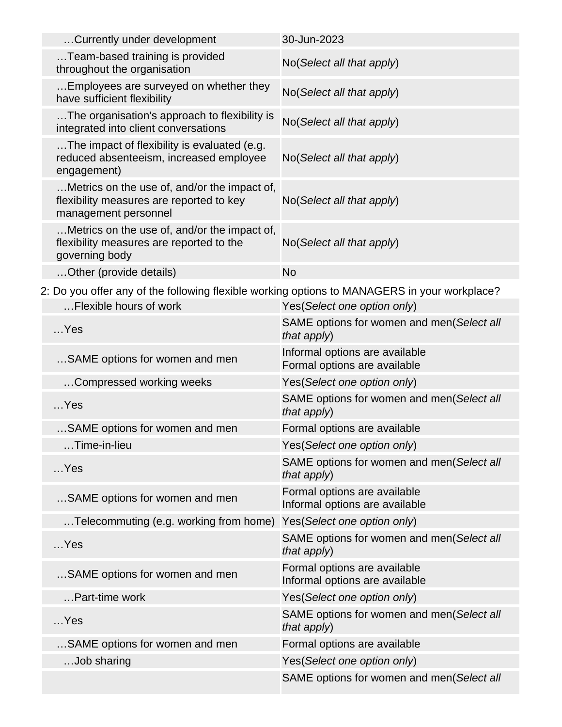| | |
|---|---|
| …Currently under development | 30-Jun-2023 |
| …Team-based training is provided throughout the organisation | No(*Select all that apply*) |
| …Employees are surveyed on whether they have sufficient flexibility | No(*Select all that apply*) |
| …The organisation's approach to flexibility is integrated into client conversations | No(*Select all that apply*) |
| …The impact of flexibility is evaluated (e.g. reduced absenteeism, increased employee engagement) | No(*Select all that apply*) |
| …Metrics on the use of, and/or the impact of, flexibility measures are reported to key management personnel | No(*Select all that apply*) |
| …Metrics on the use of, and/or the impact of, flexibility measures are reported to the governing body | No(*Select all that apply*) |
| …Other (provide details) | No |

2: Do you offer any of the following flexible working options to MANAGERS in your workplace?

| | |
|---|---|
| …Flexible hours of work | Yes(*Select one option only*) |
| …Yes | SAME options for women and men(*Select all that apply*) |
| …SAME options for women and men | Informal options are available<br>Formal options are available |
| …Compressed working weeks | Yes(*Select one option only*) |
| …Yes | SAME options for women and men(*Select all that apply*) |
| …SAME options for women and men | Formal options are available |
| …Time-in-lieu | Yes(*Select one option only*) |
| …Yes | SAME options for women and men(*Select all that apply*) |
| …SAME options for women and men | Formal options are available<br>Informal options are available |
| …Telecommuting (e.g. working from home) | Yes(*Select one option only*) |
| …Yes | SAME options for women and men(*Select all that apply*) |
| …SAME options for women and men | Formal options are available<br>Informal options are available |
| …Part-time work | Yes(*Select one option only*) |
| …Yes | SAME options for women and men(*Select all that apply*) |
| …SAME options for women and men | Formal options are available |
| …Job sharing | Yes(*Select one option only*) |
| | SAME options for women and men(*Select all* |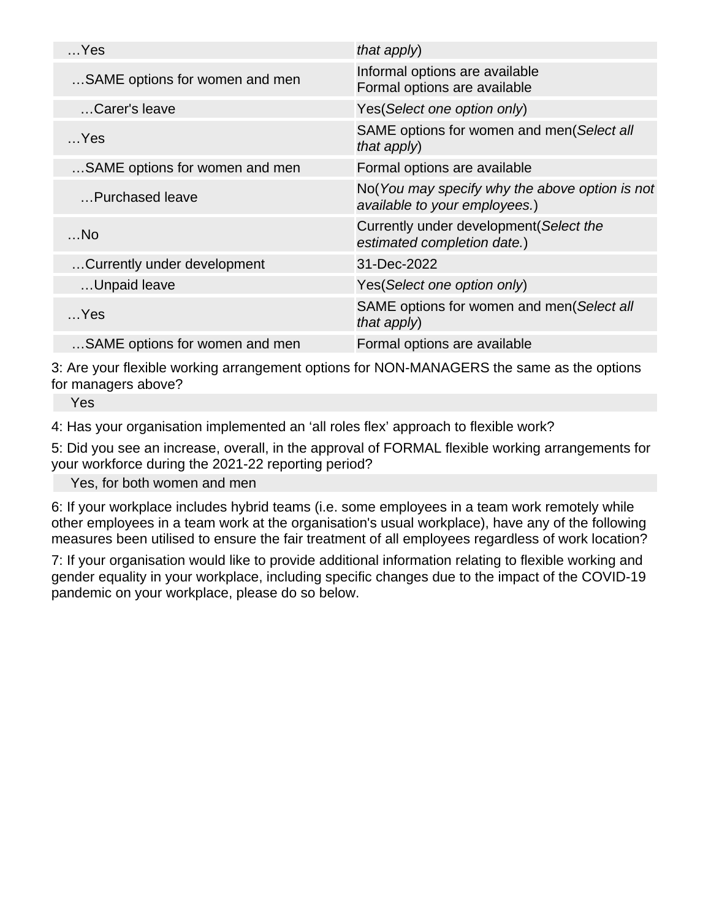| | |
|---|---|
| …Yes | *that apply*) |
| …SAME options for women and men | Informal options are available<br>Formal options are available |
| …Carer's leave | Yes(*Select one option only*) |
| …Yes | SAME options for women and men(*Select all that apply*) |
| …SAME options for women and men | Formal options are available |
| …Purchased leave | No(*You may specify why the above option is not available to your employees.*) |
| …No | Currently under development(*Select the estimated completion date.*) |
| …Currently under development | 31-Dec-2022 |
| …Unpaid leave | Yes(*Select one option only*) |
| …Yes | SAME options for women and men(*Select all that apply*) |
| …SAME options for women and men | Formal options are available |

3: Are your flexible working arrangement options for NON-MANAGERS the same as the options for managers above?

Yes

4: Has your organisation implemented an ‘all roles flex’ approach to flexible work?

5: Did you see an increase, overall, in the approval of FORMAL flexible working arrangements for your workforce during the 2021-22 reporting period?

Yes, for both women and men

6: If your workplace includes hybrid teams (i.e. some employees in a team work remotely while other employees in a team work at the organisation's usual workplace), have any of the following measures been utilised to ensure the fair treatment of all employees regardless of work location?

7: If your organisation would like to provide additional information relating to flexible working and gender equality in your workplace, including specific changes due to the impact of the COVID-19 pandemic on your workplace, please do so below.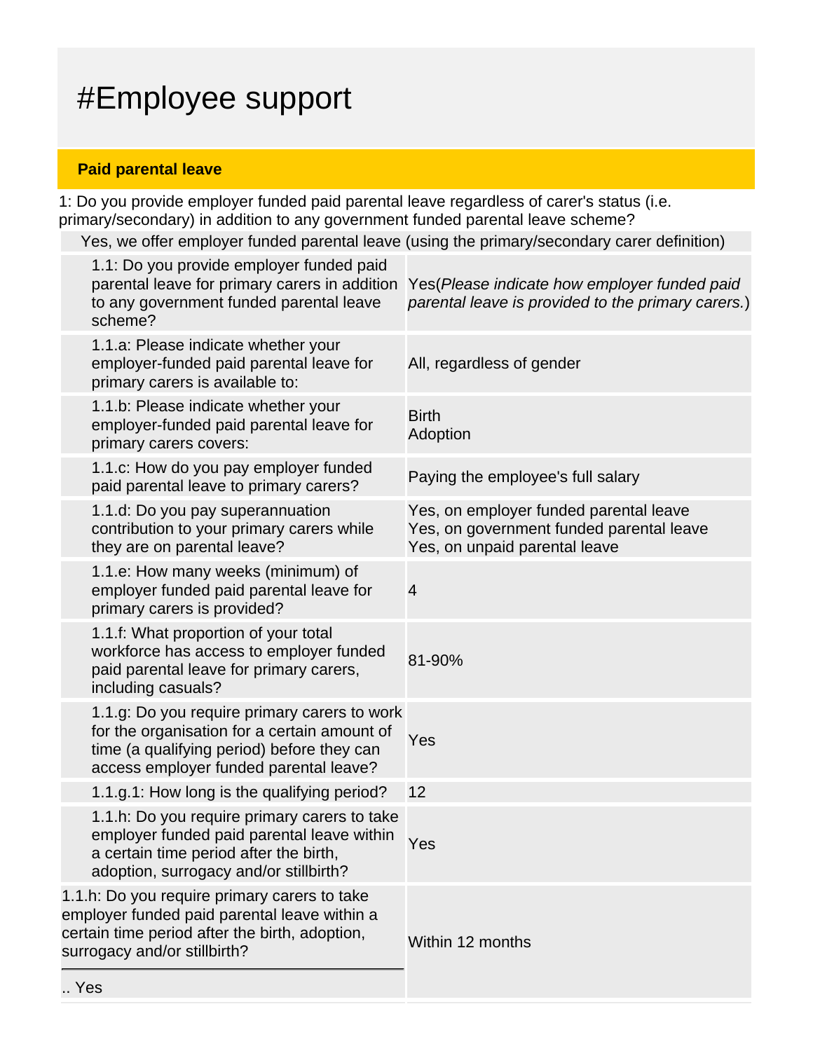# #Employee support

**Paid parental leave**

1: Do you provide employer funded paid parental leave regardless of carer's status (i.e. primary/secondary) in addition to any government funded parental leave scheme?

Yes, we offer employer funded parental leave (using the primary/secondary carer definition)

| | |
|---|---|
| 1.1: Do you provide employer funded paid parental leave for primary carers in addition to any government funded parental leave scheme? | Yes(*Please indicate how employer funded paid parental leave is provided to the primary carers.*) |
| 1.1.a: Please indicate whether your employer-funded paid parental leave for primary carers is available to: | All, regardless of gender |
| 1.1.b: Please indicate whether your employer-funded paid parental leave for primary carers covers: | Birth<br>Adoption |
| 1.1.c: How do you pay employer funded paid parental leave to primary carers? | Paying the employee's full salary |
| 1.1.d: Do you pay superannuation contribution to your primary carers while they are on parental leave? | Yes, on employer funded parental leave<br>Yes, on government funded parental leave<br>Yes, on unpaid parental leave |
| 1.1.e: How many weeks (minimum) of employer funded paid parental leave for primary carers is provided? | 4 |
| 1.1.f: What proportion of your total workforce has access to employer funded paid parental leave for primary carers, including casuals? | 81-90% |
| 1.1.g: Do you require primary carers to work for the organisation for a certain amount of time (a qualifying period) before they can access employer funded parental leave? | Yes |
| 1.1.g.1: How long is the qualifying period? | 12 |
| 1.1.h: Do you require primary carers to take employer funded paid parental leave within a certain time period after the birth, adoption, surrogacy and/or stillbirth? | Yes |
| 1.1.h: Do you require primary carers to take employer funded paid parental leave within a certain time period after the birth, adoption, surrogacy and/or stillbirth?<br>.. Yes | Within 12 months |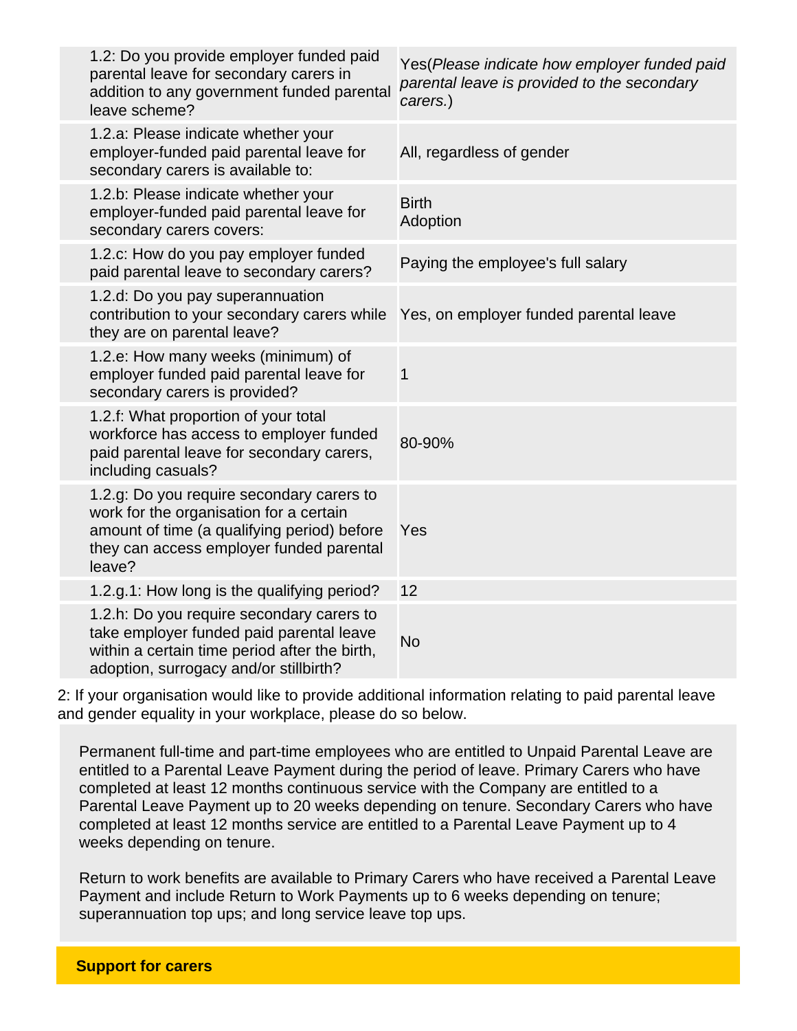| | |
|---|---|
| 1.2: Do you provide employer funded paid parental leave for secondary carers in addition to any government funded parental leave scheme? | Yes(*Please indicate how employer funded paid parental leave is provided to the secondary carers.*) |
| 1.2.a: Please indicate whether your employer-funded paid parental leave for secondary carers is available to: | All, regardless of gender |
| 1.2.b: Please indicate whether your employer-funded paid parental leave for secondary carers covers: | Birth<br>Adoption |
| 1.2.c: How do you pay employer funded paid parental leave to secondary carers? | Paying the employee's full salary |
| 1.2.d: Do you pay superannuation contribution to your secondary carers while they are on parental leave? | Yes, on employer funded parental leave |
| 1.2.e: How many weeks (minimum) of employer funded paid parental leave for secondary carers is provided? | 1 |
| 1.2.f: What proportion of your total workforce has access to employer funded paid parental leave for secondary carers, including casuals? | 80-90% |
| 1.2.g: Do you require secondary carers to work for the organisation for a certain amount of time (a qualifying period) before they can access employer funded parental leave? | Yes |
| 1.2.g.1: How long is the qualifying period? | 12 |
| 1.2.h: Do you require secondary carers to take employer funded paid parental leave within a certain time period after the birth, adoption, surrogacy and/or stillbirth? | No |

2: If your organisation would like to provide additional information relating to paid parental leave and gender equality in your workplace, please do so below.

Permanent full-time and part-time employees who are entitled to Unpaid Parental Leave are entitled to a Parental Leave Payment during the period of leave. Primary Carers who have completed at least 12 months continuous service with the Company are entitled to a Parental Leave Payment up to 20 weeks depending on tenure. Secondary Carers who have completed at least 12 months service are entitled to a Parental Leave Payment up to 4 weeks depending on tenure.

Return to work benefits are available to Primary Carers who have received a Parental Leave Payment and include Return to Work Payments up to 6 weeks depending on tenure; superannuation top ups; and long service leave top ups.

## Support for carers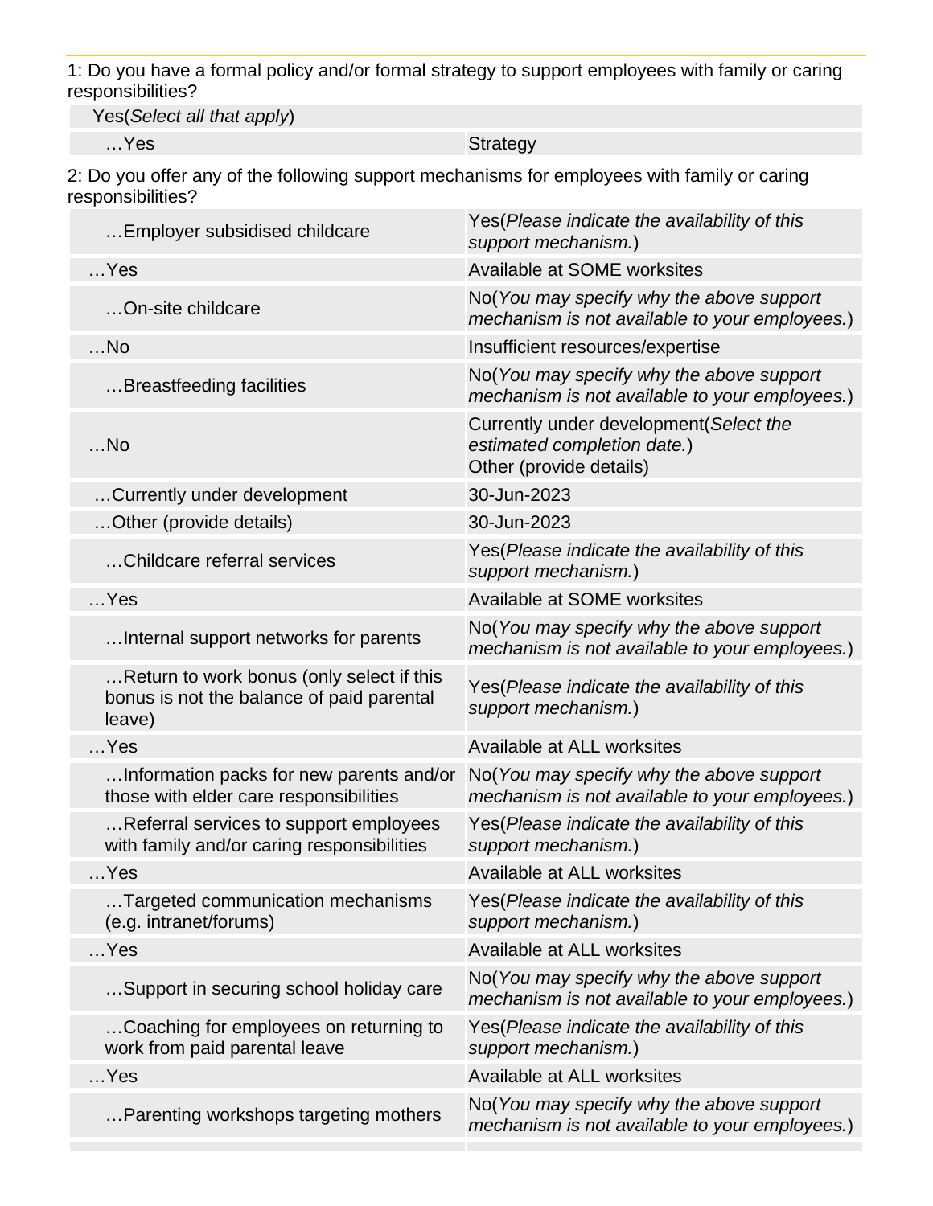1: Do you have a formal policy and/or formal strategy to support employees with family or caring responsibilities?

| Yes(*Select all that apply*) | |
|---|---|
| …Yes | Strategy |

2: Do you offer any of the following support mechanisms for employees with family or caring responsibilities?

| | |
|---|---|
| …Employer subsidised childcare | Yes(*Please indicate the availability of this support mechanism.*) |
| …Yes | Available at SOME worksites |
| …On-site childcare | No(*You may specify why the above support mechanism is not available to your employees.*) |
| …No | Insufficient resources/expertise |
| …Breastfeeding facilities | No(*You may specify why the above support mechanism is not available to your employees.*) |
| …No | Currently under development(*Select the estimated completion date.*)<br>Other (provide details) |
| …Currently under development | 30-Jun-2023 |
| …Other (provide details) | 30-Jun-2023 |
| …Childcare referral services | Yes(*Please indicate the availability of this support mechanism.*) |
| …Yes | Available at SOME worksites |
| …Internal support networks for parents | No(*You may specify why the above support mechanism is not available to your employees.*) |
| …Return to work bonus (only select if this bonus is not the balance of paid parental leave) | Yes(*Please indicate the availability of this support mechanism.*) |
| …Yes | Available at ALL worksites |
| …Information packs for new parents and/or those with elder care responsibilities | No(*You may specify why the above support mechanism is not available to your employees.*) |
| …Referral services to support employees with family and/or caring responsibilities | Yes(*Please indicate the availability of this support mechanism.*) |
| …Yes | Available at ALL worksites |
| …Targeted communication mechanisms (e.g. intranet/forums) | Yes(*Please indicate the availability of this support mechanism.*) |
| …Yes | Available at ALL worksites |
| …Support in securing school holiday care | No(*You may specify why the above support mechanism is not available to your employees.*) |
| …Coaching for employees on returning to work from paid parental leave | Yes(*Please indicate the availability of this support mechanism.*) |
| …Yes | Available at ALL worksites |
| …Parenting workshops targeting mothers | No(*You may specify why the above support mechanism is not available to your employees.*) |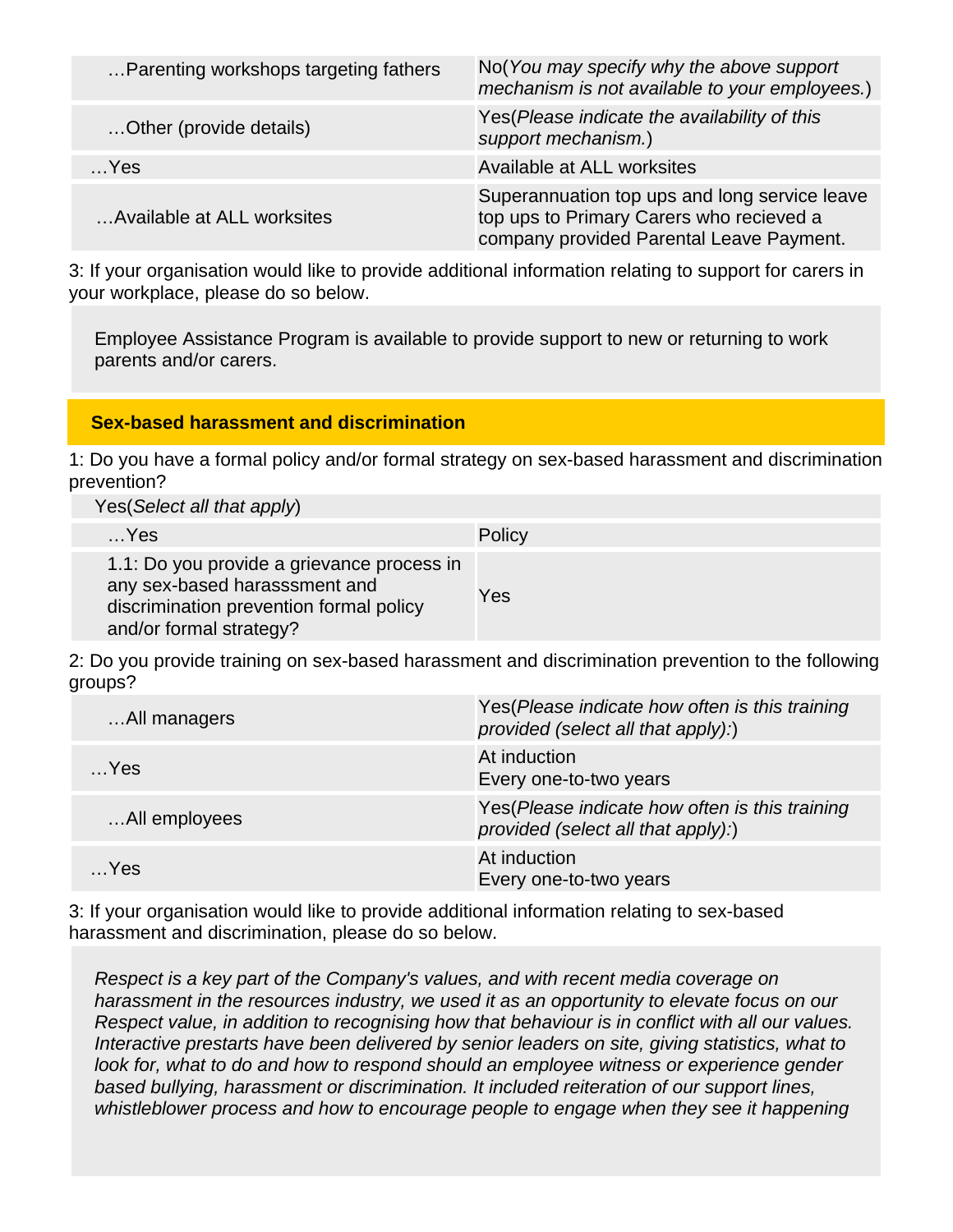| | |
|---|---|
| …Parenting workshops targeting fathers | No(*You may specify why the above support mechanism is not available to your employees.*) |
| …Other (provide details) | Yes(*Please indicate the availability of this support mechanism.*) |
| …Yes | Available at ALL worksites |
| …Available at ALL worksites | Superannuation top ups and long service leave top ups to Primary Carers who recieved a company provided Parental Leave Payment. |

3: If your organisation would like to provide additional information relating to support for carers in your workplace, please do so below.

Employee Assistance Program is available to provide support to new or returning to work parents and/or carers.

## Sex-based harassment and discrimination

1: Do you have a formal policy and/or formal strategy on sex-based harassment and discrimination prevention?

Yes(*Select all that apply*)

| | |
|---|---|
| …Yes | Policy |
| 1.1: Do you provide a grievance process in any sex-based harasssment and discrimination prevention formal policy and/or formal strategy? | Yes |

2: Do you provide training on sex-based harassment and discrimination prevention to the following groups?

| | |
|---|---|
| …All managers | Yes(*Please indicate how often is this training provided (select all that apply):*) |
| …Yes | At induction<br>Every one-to-two years |
| …All employees | Yes(*Please indicate how often is this training provided (select all that apply):*) |
| …Yes | At induction<br>Every one-to-two years |

3: If your organisation would like to provide additional information relating to sex-based harassment and discrimination, please do so below.

*Respect is a key part of the Company's values, and with recent media coverage on harassment in the resources industry, we used it as an opportunity to elevate focus on our Respect value, in addition to recognising how that behaviour is in conflict with all our values. Interactive prestarts have been delivered by senior leaders on site, giving statistics, what to look for, what to do and how to respond should an employee witness or experience gender based bullying, harassment or discrimination. It included reiteration of our support lines, whistleblower process and how to encourage people to engage when they see it happening*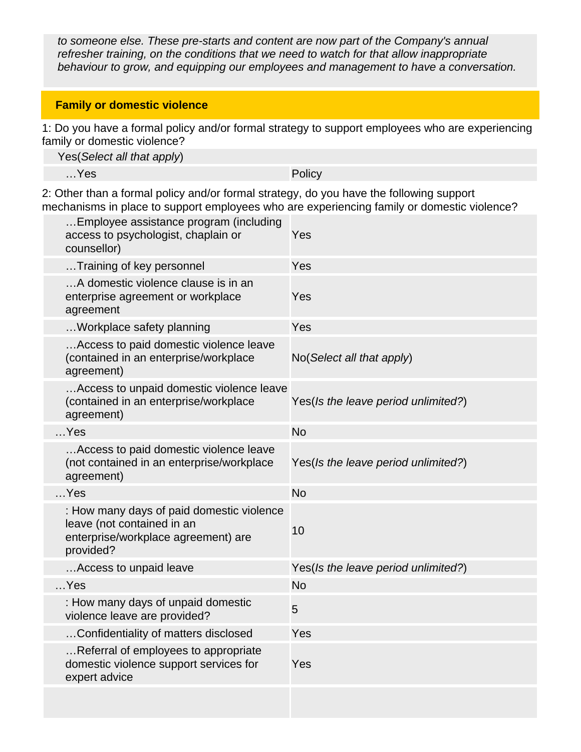*to someone else. These pre-starts and content are now part of the Company's annual refresher training, on the conditions that we need to watch for that allow inappropriate behaviour to grow, and equipping our employees and management to have a conversation.*

## Family or domestic violence

1: Do you have a formal policy and/or formal strategy to support employees who are experiencing family or domestic violence?

| Yes(*Select all that apply*) | |
|---|---|
| …Yes | Policy |

2: Other than a formal policy and/or formal strategy, do you have the following support mechanisms in place to support employees who are experiencing family or domestic violence?

| | |
|---|---|
| …Employee assistance program (including access to psychologist, chaplain or counsellor) | Yes |
| …Training of key personnel | Yes |
| …A domestic violence clause is in an enterprise agreement or workplace agreement | Yes |
| …Workplace safety planning | Yes |
| …Access to paid domestic violence leave (contained in an enterprise/workplace agreement) | No(*Select all that apply*) |
| …Access to unpaid domestic violence leave (contained in an enterprise/workplace agreement) | Yes(*Is the leave period unlimited?*) |
| …Yes | No |
| …Access to paid domestic violence leave (not contained in an enterprise/workplace agreement) | Yes(*Is the leave period unlimited?*) |
| …Yes | No |
| : How many days of paid domestic violence leave (not contained in an enterprise/workplace agreement) are provided? | 10 |
| …Access to unpaid leave | Yes(*Is the leave period unlimited?*) |
| …Yes | No |
| : How many days of unpaid domestic violence leave are provided? | 5 |
| …Confidentiality of matters disclosed | Yes |
| …Referral of employees to appropriate domestic violence support services for expert advice | Yes |
| | |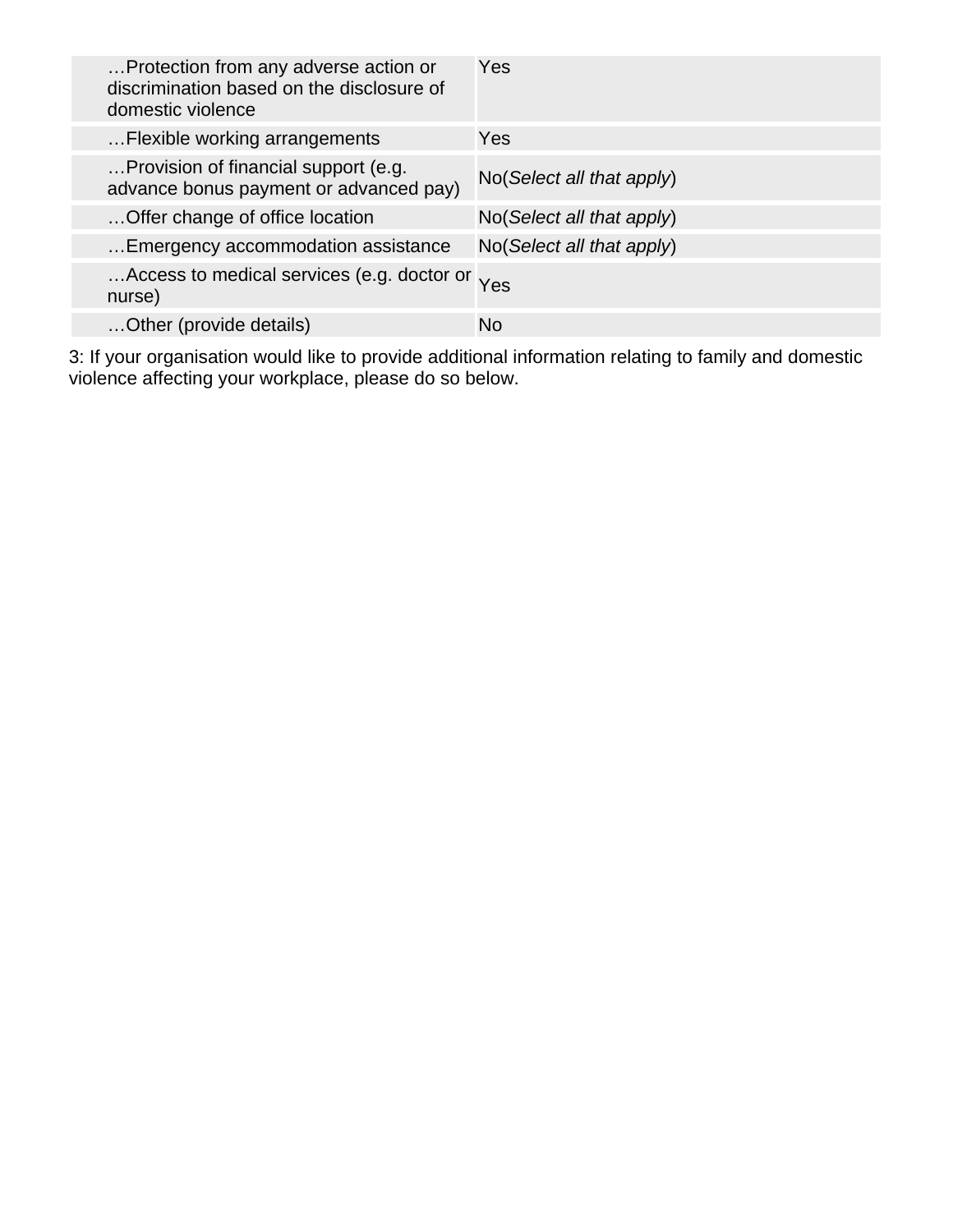| | |
|---|---|
| …Protection from any adverse action or discrimination based on the disclosure of domestic violence | Yes |
| …Flexible working arrangements | Yes |
| …Provision of financial support (e.g. advance bonus payment or advanced pay) | No(*Select all that apply*) |
| …Offer change of office location | No(*Select all that apply*) |
| …Emergency accommodation assistance | No(*Select all that apply*) |
| …Access to medical services (e.g. doctor or nurse) | Yes |
| …Other (provide details) | No |

3: If your organisation would like to provide additional information relating to family and domestic violence affecting your workplace, please do so below.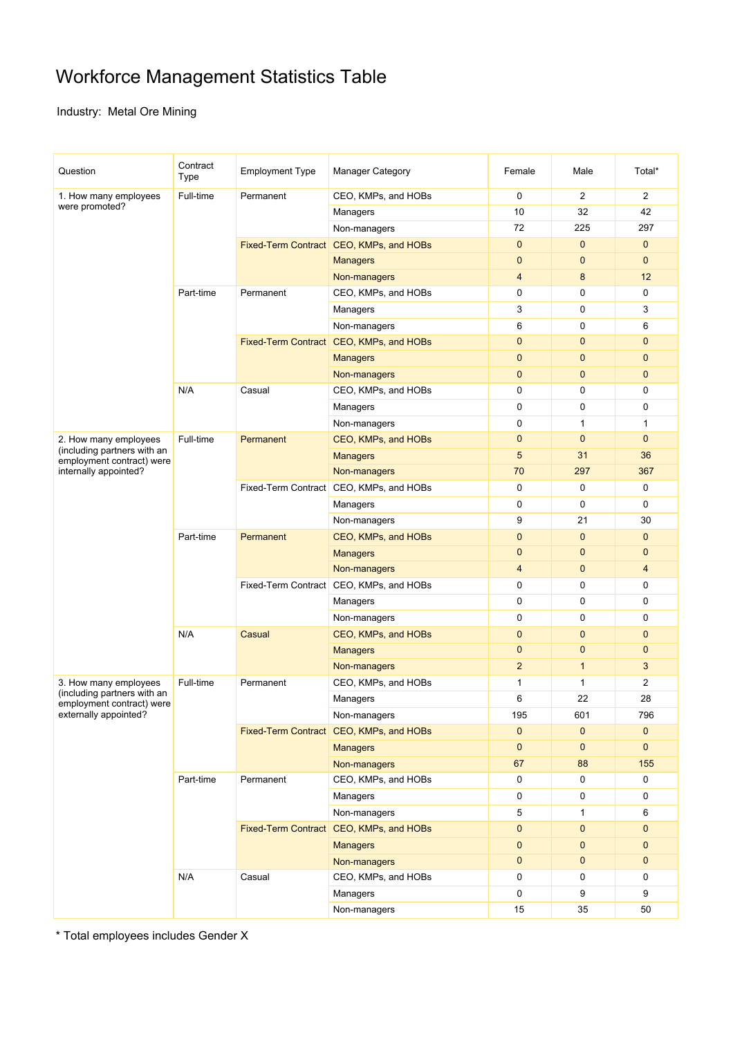# Workforce Management Statistics Table

Industry: Metal Ore Mining

| Question | Contract Type | Employment Type | Manager Category | Female | Male | Total* |
|---|---|---|---|---|---|---|
| 1. How many employees were promoted? | Full-time | Permanent | CEO, KMPs, and HOBs | 0 | 2 | 2 |
| | | | Managers | 10 | 32 | 42 |
| | | | Non-managers | 72 | 225 | 297 |
| | | Fixed-Term Contract | CEO, KMPs, and HOBs | 0 | 0 | 0 |
| | | | Managers | 0 | 0 | 0 |
| | | | Non-managers | 4 | 8 | 12 |
| | Part-time | Permanent | CEO, KMPs, and HOBs | 0 | 0 | 0 |
| | | | Managers | 3 | 0 | 3 |
| | | | Non-managers | 6 | 0 | 6 |
| | | Fixed-Term Contract | CEO, KMPs, and HOBs | 0 | 0 | 0 |
| | | | Managers | 0 | 0 | 0 |
| | | | Non-managers | 0 | 0 | 0 |
| | N/A | Casual | CEO, KMPs, and HOBs | 0 | 0 | 0 |
| | | | Managers | 0 | 0 | 0 |
| | | | Non-managers | 0 | 1 | 1 |
| 2. How many employees (including partners with an employment contract) were internally appointed? | Full-time | Permanent | CEO, KMPs, and HOBs | 0 | 0 | 0 |
| | | | Managers | 5 | 31 | 36 |
| | | | Non-managers | 70 | 297 | 367 |
| | | Fixed-Term Contract | CEO, KMPs, and HOBs | 0 | 0 | 0 |
| | | | Managers | 0 | 0 | 0 |
| | | | Non-managers | 9 | 21 | 30 |
| | Part-time | Permanent | CEO, KMPs, and HOBs | 0 | 0 | 0 |
| | | | Managers | 0 | 0 | 0 |
| | | | Non-managers | 4 | 0 | 4 |
| | | Fixed-Term Contract | CEO, KMPs, and HOBs | 0 | 0 | 0 |
| | | | Managers | 0 | 0 | 0 |
| | | | Non-managers | 0 | 0 | 0 |
| | N/A | Casual | CEO, KMPs, and HOBs | 0 | 0 | 0 |
| | | | Managers | 0 | 0 | 0 |
| | | | Non-managers | 2 | 1 | 3 |
| 3. How many employees (including partners with an employment contract) were externally appointed? | Full-time | Permanent | CEO, KMPs, and HOBs | 1 | 1 | 2 |
| | | | Managers | 6 | 22 | 28 |
| | | | Non-managers | 195 | 601 | 796 |
| | | Fixed-Term Contract | CEO, KMPs, and HOBs | 0 | 0 | 0 |
| | | | Managers | 0 | 0 | 0 |
| | | | Non-managers | 67 | 88 | 155 |
| | Part-time | Permanent | CEO, KMPs, and HOBs | 0 | 0 | 0 |
| | | | Managers | 0 | 0 | 0 |
| | | | Non-managers | 5 | 1 | 6 |
| | | Fixed-Term Contract | CEO, KMPs, and HOBs | 0 | 0 | 0 |
| | | | Managers | 0 | 0 | 0 |
| | | | Non-managers | 0 | 0 | 0 |
| | N/A | Casual | CEO, KMPs, and HOBs | 0 | 0 | 0 |
| | | | Managers | 0 | 9 | 9 |
| | | | Non-managers | 15 | 35 | 50 |

* Total employees includes Gender X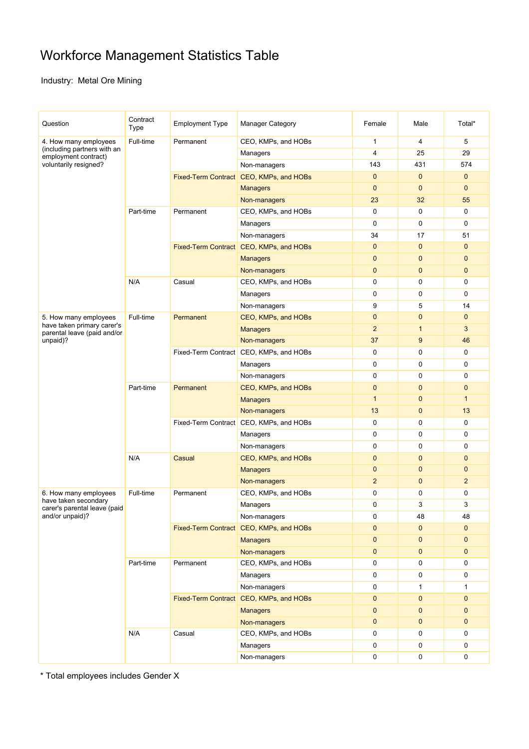# Workforce Management Statistics Table

Industry:  Metal Ore Mining

| Question | Contract Type | Employment Type | Manager Category | Female | Male | Total* |
|---|---|---|---|---|---|---|
| 4. How many employees (including partners with an employment contract) voluntarily resigned? | Full-time | Permanent | CEO, KMPs, and HOBs | 1 | 4 | 5 |
| | | | Managers | 4 | 25 | 29 |
| | | | Non-managers | 143 | 431 | 574 |
| | | Fixed-Term Contract | CEO, KMPs, and HOBs | 0 | 0 | 0 |
| | | | Managers | 0 | 0 | 0 |
| | | | Non-managers | 23 | 32 | 55 |
| | Part-time | Permanent | CEO, KMPs, and HOBs | 0 | 0 | 0 |
| | | | Managers | 0 | 0 | 0 |
| | | | Non-managers | 34 | 17 | 51 |
| | | Fixed-Term Contract | CEO, KMPs, and HOBs | 0 | 0 | 0 |
| | | | Managers | 0 | 0 | 0 |
| | | | Non-managers | 0 | 0 | 0 |
| | N/A | Casual | CEO, KMPs, and HOBs | 0 | 0 | 0 |
| | | | Managers | 0 | 0 | 0 |
| | | | Non-managers | 9 | 5 | 14 |
| 5. How many employees have taken primary carer's parental leave (paid and/or unpaid)? | Full-time | Permanent | CEO, KMPs, and HOBs | 0 | 0 | 0 |
| | | | Managers | 2 | 1 | 3 |
| | | | Non-managers | 37 | 9 | 46 |
| | | Fixed-Term Contract | CEO, KMPs, and HOBs | 0 | 0 | 0 |
| | | | Managers | 0 | 0 | 0 |
| | | | Non-managers | 0 | 0 | 0 |
| | Part-time | Permanent | CEO, KMPs, and HOBs | 0 | 0 | 0 |
| | | | Managers | 1 | 0 | 1 |
| | | | Non-managers | 13 | 0 | 13 |
| | | Fixed-Term Contract | CEO, KMPs, and HOBs | 0 | 0 | 0 |
| | | | Managers | 0 | 0 | 0 |
| | | | Non-managers | 0 | 0 | 0 |
| | N/A | Casual | CEO, KMPs, and HOBs | 0 | 0 | 0 |
| | | | Managers | 0 | 0 | 0 |
| | | | Non-managers | 2 | 0 | 2 |
| 6. How many employees have taken secondary carer's parental leave (paid and/or unpaid)? | Full-time | Permanent | CEO, KMPs, and HOBs | 0 | 0 | 0 |
| | | | Managers | 0 | 3 | 3 |
| | | | Non-managers | 0 | 48 | 48 |
| | | Fixed-Term Contract | CEO, KMPs, and HOBs | 0 | 0 | 0 |
| | | | Managers | 0 | 0 | 0 |
| | | | Non-managers | 0 | 0 | 0 |
| | Part-time | Permanent | CEO, KMPs, and HOBs | 0 | 0 | 0 |
| | | | Managers | 0 | 0 | 0 |
| | | | Non-managers | 0 | 1 | 1 |
| | | Fixed-Term Contract | CEO, KMPs, and HOBs | 0 | 0 | 0 |
| | | | Managers | 0 | 0 | 0 |
| | | | Non-managers | 0 | 0 | 0 |
| | N/A | Casual | CEO, KMPs, and HOBs | 0 | 0 | 0 |
| | | | Managers | 0 | 0 | 0 |
| | | | Non-managers | 0 | 0 | 0 |

* Total employees includes Gender X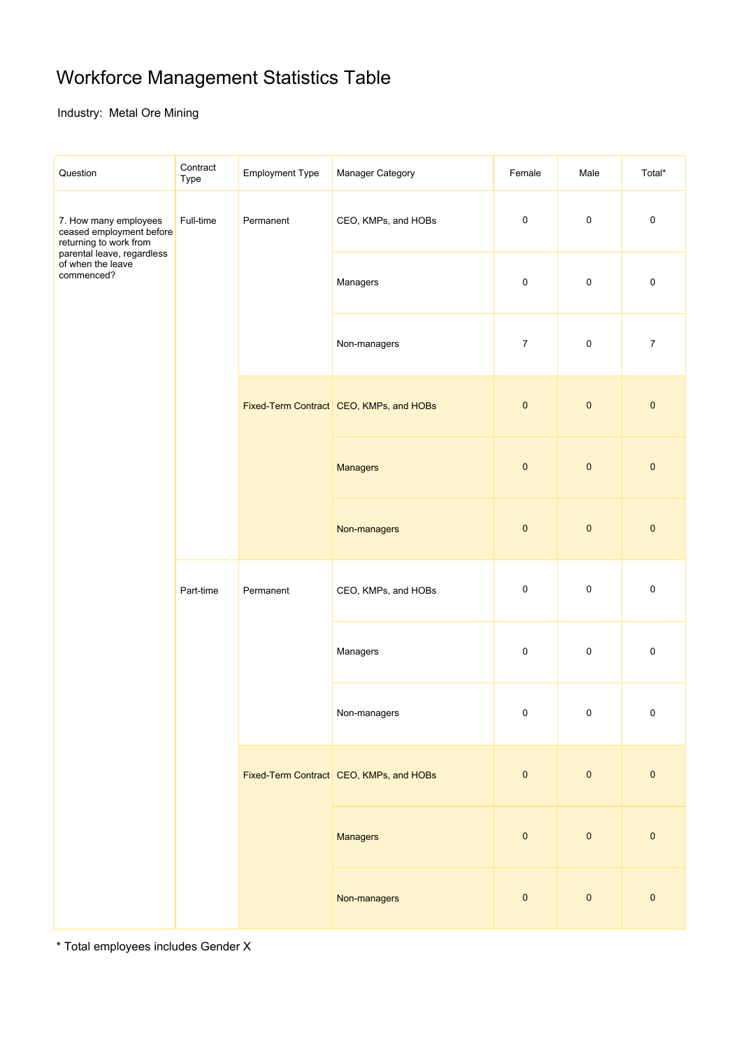# Workforce Management Statistics Table

Industry: Metal Ore Mining

| Question | Contract Type | Employment Type | Manager Category | Female | Male | Total* |
| --- | --- | --- | --- | --- | --- | --- |
| 7. How many employees ceased employment before returning to work from parental leave, regardless of when the leave commenced? | Full-time | Permanent | CEO, KMPs, and HOBs | 0 | 0 | 0 |
| | | | Managers | 0 | 0 | 0 |
| | | | Non-managers | 7 | 0 | 7 |
| | | Fixed-Term Contract | CEO, KMPs, and HOBs | 0 | 0 | 0 |
| | | | Managers | 0 | 0 | 0 |
| | | | Non-managers | 0 | 0 | 0 |
| | Part-time | Permanent | CEO, KMPs, and HOBs | 0 | 0 | 0 |
| | | | Managers | 0 | 0 | 0 |
| | | | Non-managers | 0 | 0 | 0 |
| | | Fixed-Term Contract | CEO, KMPs, and HOBs | 0 | 0 | 0 |
| | | | Managers | 0 | 0 | 0 |
| | | | Non-managers | 0 | 0 | 0 |

* Total employees includes Gender X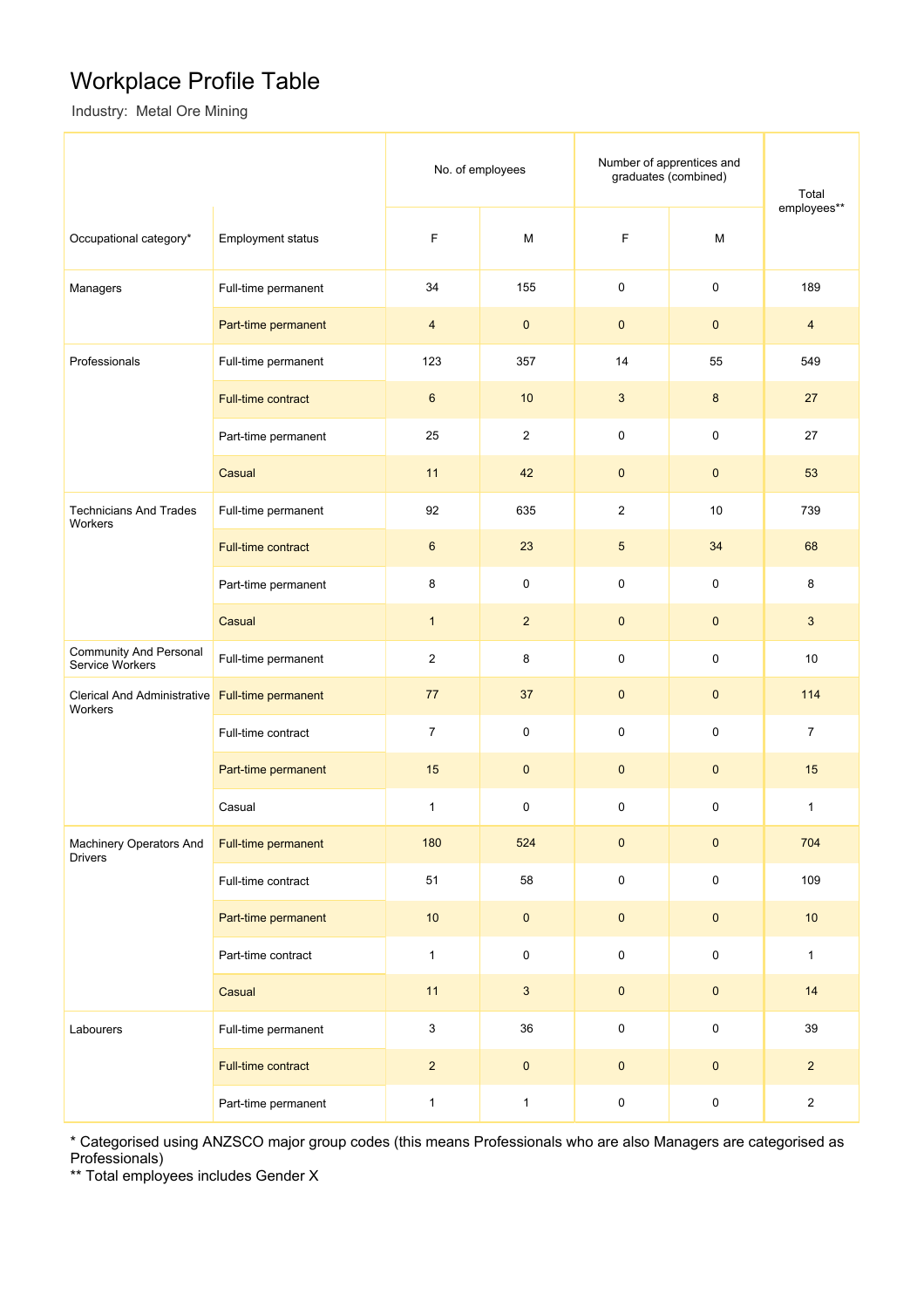# Workplace Profile Table

Industry: Metal Ore Mining

| Occupational category* | Employment status | No. of employees | | Number of apprentices and graduates (combined) | | Total employees** |
|---|---|---|---|---|---|---|
| | | F | M | F | M | |
| Managers | Full-time permanent | 34 | 155 | 0 | 0 | 189 |
| | Part-time permanent | 4 | 0 | 0 | 0 | 4 |
| Professionals | Full-time permanent | 123 | 357 | 14 | 55 | 549 |
| | Full-time contract | 6 | 10 | 3 | 8 | 27 |
| | Part-time permanent | 25 | 2 | 0 | 0 | 27 |
| | Casual | 11 | 42 | 0 | 0 | 53 |
| Technicians And Trades Workers | Full-time permanent | 92 | 635 | 2 | 10 | 739 |
| | Full-time contract | 6 | 23 | 5 | 34 | 68 |
| | Part-time permanent | 8 | 0 | 0 | 0 | 8 |
| | Casual | 1 | 2 | 0 | 0 | 3 |
| Community And Personal Service Workers | Full-time permanent | 2 | 8 | 0 | 0 | 10 |
| Clerical And Administrative Workers | Full-time permanent | 77 | 37 | 0 | 0 | 114 |
| | Full-time contract | 7 | 0 | 0 | 0 | 7 |
| | Part-time permanent | 15 | 0 | 0 | 0 | 15 |
| | Casual | 1 | 0 | 0 | 0 | 1 |
| Machinery Operators And Drivers | Full-time permanent | 180 | 524 | 0 | 0 | 704 |
| | Full-time contract | 51 | 58 | 0 | 0 | 109 |
| | Part-time permanent | 10 | 0 | 0 | 0 | 10 |
| | Part-time contract | 1 | 0 | 0 | 0 | 1 |
| | Casual | 11 | 3 | 0 | 0 | 14 |
| Labourers | Full-time permanent | 3 | 36 | 0 | 0 | 39 |
| | Full-time contract | 2 | 0 | 0 | 0 | 2 |
| | Part-time permanent | 1 | 1 | 0 | 0 | 2 |

* Categorised using ANZSCO major group codes (this means Professionals who are also Managers are categorised as Professionals)

** Total employees includes Gender X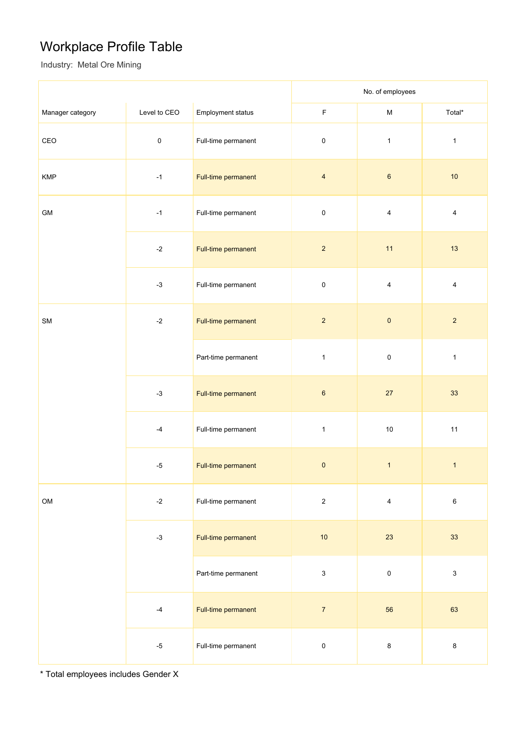# Workplace Profile Table

Industry: Metal Ore Mining

| | | | No. of employees | | |
|---|---|---|---|---|---|
| Manager category | Level to CEO | Employment status | F | M | Total* |
| CEO | 0 | Full-time permanent | 0 | 1 | 1 |
| KMP | -1 | Full-time permanent | 4 | 6 | 10 |
| GM | -1 | Full-time permanent | 0 | 4 | 4 |
| | -2 | Full-time permanent | 2 | 11 | 13 |
| | -3 | Full-time permanent | 0 | 4 | 4 |
| SM | -2 | Full-time permanent | 2 | 0 | 2 |
| | | Part-time permanent | 1 | 0 | 1 |
| | -3 | Full-time permanent | 6 | 27 | 33 |
| | -4 | Full-time permanent | 1 | 10 | 11 |
| | -5 | Full-time permanent | 0 | 1 | 1 |
| OM | -2 | Full-time permanent | 2 | 4 | 6 |
| | -3 | Full-time permanent | 10 | 23 | 33 |
| | | Part-time permanent | 3 | 0 | 3 |
| | -4 | Full-time permanent | 7 | 56 | 63 |
| | -5 | Full-time permanent | 0 | 8 | 8 |

* Total employees includes Gender X